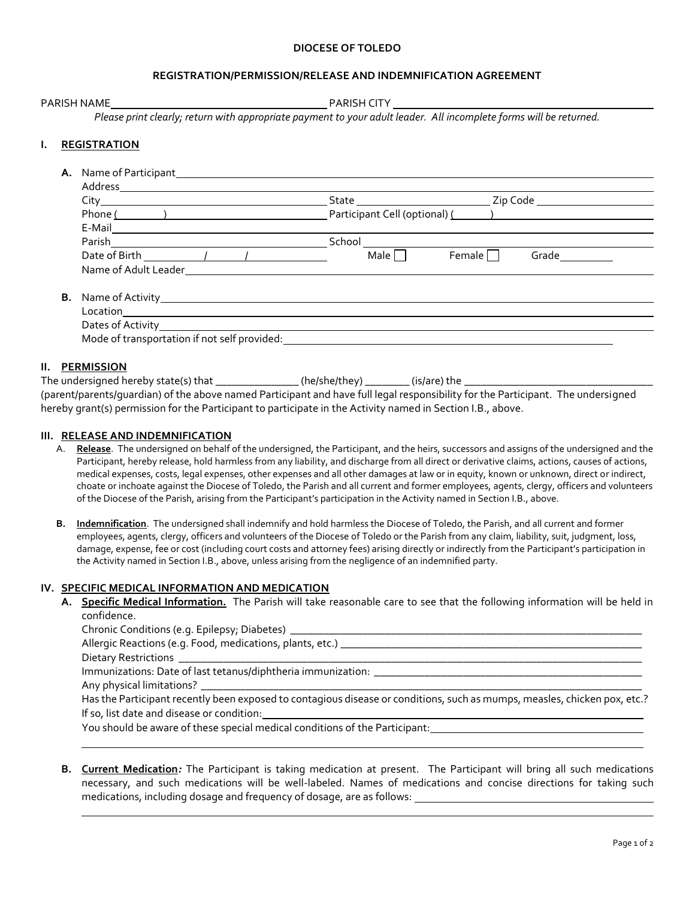**DIOCESE OF TOLEDO**

**REGISTRATION/PERMISSION/RELEASE AND INDEMNIFICATION AGREEMENT**

PARISH NAME ______________________ PARISH CITY ______________________

*Please print clearly; return with appropriate payment to your adult leader. All incomplete forms will be returned.*

## I. REGISTRATION

**A.** Name of Participant ______________________

Address ______________________

City ______________________ State ______________ Zip Code ______________

Phone (______) ______________________ Participant Cell (optional) (______) ______________________

E-Mail ______________________

Parish ______________________ School ______________________

Date of Birth _______ / _______ / _______ Male ☐ Female ☐ Grade _________

Name of Adult Leader ______________________

**B.** Name of Activity ______________________

Location ______________________

Dates of Activity ______________________

Mode of transportation if not self provided: ______________________

## II. PERMISSION

The undersigned hereby state(s) that _______________ (he/she/they) ________ (is/are) the __________________________________ (parent/parents/guardian) of the above named Participant and have full legal responsibility for the Participant. The undersigned hereby grant(s) permission for the Participant to participate in the Activity named in Section I.B., above.

## III. RELEASE AND INDEMNIFICATION

A. **Release**. The undersigned on behalf of the undersigned, the Participant, and the heirs, successors and assigns of the undersigned and the Participant, hereby release, hold harmless from any liability, and discharge from all direct or derivative claims, actions, causes of actions, medical expenses, costs, legal expenses, other expenses and all other damages at law or in equity, known or unknown, direct or indirect, choate or inchoate against the Diocese of Toledo, the Parish and all current and former employees, agents, clergy, officers and volunteers of the Diocese of the Parish, arising from the Participant's participation in the Activity named in Section I.B., above.

**B.** **Indemnification**. The undersigned shall indemnify and hold harmless the Diocese of Toledo, the Parish, and all current and former employees, agents, clergy, officers and volunteers of the Diocese of Toledo or the Parish from any claim, liability, suit, judgment, loss, damage, expense, fee or cost (including court costs and attorney fees) arising directly or indirectly from the Participant's participation in the Activity named in Section I.B., above, unless arising from the negligence of an indemnified party.

## IV. SPECIFIC MEDICAL INFORMATION AND MEDICATION

**A.** **Specific Medical Information.** The Parish will take reasonable care to see that the following information will be held in confidence.

Chronic Conditions (e.g. Epilepsy; Diabetes) ______________________________________________

Allergic Reactions (e.g. Food, medications, plants, etc.) ______________________________________________

Dietary Restrictions ______________________________________________

Immunizations: Date of last tetanus/diphtheria immunization: ______________________________________________

Any physical limitations? ______________________________________________

Has the Participant recently been exposed to contagious disease or conditions, such as mumps, measles, chicken pox, etc.? If so, list date and disease or condition: ______________________

You should be aware of these special medical conditions of the Participant: ______________________

______________________________________________

**B.** **Current Medication*:*** The Participant is taking medication at present. The Participant will bring all such medications necessary, and such medications will be well-labeled. Names of medications and concise directions for taking such medications, including dosage and frequency of dosage, are as follows: ______________________

______________________________________________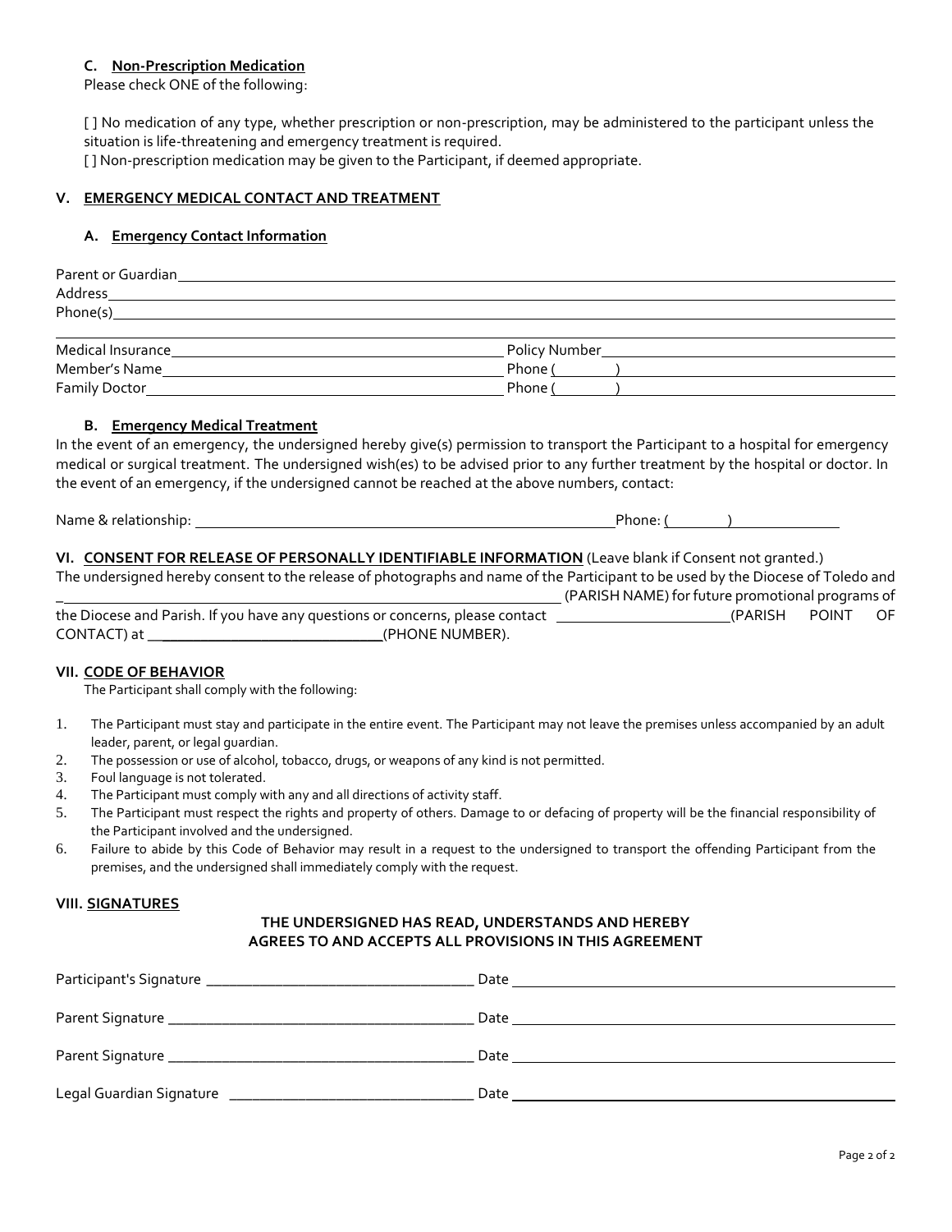### C. Non-Prescription Medication

Please check ONE of the following:

[ ] No medication of any type, whether prescription or non-prescription, may be administered to the participant unless the situation is life-threatening and emergency treatment is required.
[ ] Non-prescription medication may be given to the Participant, if deemed appropriate.

## V. EMERGENCY MEDICAL CONTACT AND TREATMENT

### A. Emergency Contact Information

Parent or Guardian\_\_\_\_\_\_\_\_\_\_\_\_\_\_\_\_\_\_\_\_\_\_\_\_\_\_\_\_\_\_\_\_\_\_\_\_\_\_\_\_\_\_\_\_\_\_\_\_

Address\_\_\_\_\_\_\_\_\_\_\_\_\_\_\_\_\_\_\_\_\_\_\_\_\_\_\_\_\_\_\_\_\_\_\_\_\_\_\_\_\_\_\_\_\_\_\_\_\_\_\_\_\_\_

Phone(s)\_\_\_\_\_\_\_\_\_\_\_\_\_\_\_\_\_\_\_\_\_\_\_\_\_\_\_\_\_\_\_\_\_\_\_\_\_\_\_\_\_\_\_\_\_\_\_\_\_\_\_\_\_

Medical Insurance\_\_\_\_\_\_\_\_\_\_\_\_\_\_\_\_\_\_\_\_\_\_\_\_ Policy Number\_\_\_\_\_\_\_\_\_\_\_\_\_\_\_\_\_\_\_\_\_\_\_\_

Member's Name\_\_\_\_\_\_\_\_\_\_\_\_\_\_\_\_\_\_\_\_\_\_\_\_\_\_ Phone (\_\_\_\_\_\_\_)\_\_\_\_\_\_\_\_\_\_\_\_\_\_\_\_\_\_

Family Doctor\_\_\_\_\_\_\_\_\_\_\_\_\_\_\_\_\_\_\_\_\_\_\_\_\_\_\_ Phone (\_\_\_\_\_\_\_)\_\_\_\_\_\_\_\_\_\_\_\_\_\_\_\_\_\_

### B. Emergency Medical Treatment

In the event of an emergency, the undersigned hereby give(s) permission to transport the Participant to a hospital for emergency medical or surgical treatment. The undersigned wish(es) to be advised prior to any further treatment by the hospital or doctor. In the event of an emergency, if the undersigned cannot be reached at the above numbers, contact:

Name & relationship: \_\_\_\_\_\_\_\_\_\_\_\_\_\_\_\_\_\_\_\_\_\_\_\_\_\_\_\_\_\_\_\_\_\_\_\_\_\_\_\_ Phone: (\_\_\_\_\_\_\_)\_\_\_\_\_\_\_\_\_\_\_\_\_\_

## VI. CONSENT FOR RELEASE OF PERSONALLY IDENTIFIABLE INFORMATION (Leave blank if Consent not granted.)

The undersigned hereby consent to the release of photographs and name of the Participant to be used by the Diocese of Toledo and \_\_\_\_\_\_\_\_\_\_\_\_\_\_\_\_\_\_\_\_\_\_\_\_\_\_\_\_\_\_\_\_\_\_\_\_\_\_\_\_\_\_\_\_\_\_\_\_ (PARISH NAME) for future promotional programs of the Diocese and Parish. If you have any questions or concerns, please contact \_\_\_\_\_\_\_\_\_\_\_\_\_\_\_\_\_\_\_\_\_\_(PARISH POINT OF CONTACT) at \_\_\_\_\_\_\_\_\_\_\_\_\_\_\_\_\_\_\_\_\_\_\_\_\_\_\_\_\_\_(PHONE NUMBER).

## VII. CODE OF BEHAVIOR

The Participant shall comply with the following:

1. The Participant must stay and participate in the entire event. The Participant may not leave the premises unless accompanied by an adult leader, parent, or legal guardian.
2. The possession or use of alcohol, tobacco, drugs, or weapons of any kind is not permitted.
3. Foul language is not tolerated.
4. The Participant must comply with any and all directions of activity staff.
5. The Participant must respect the rights and property of others. Damage to or defacing of property will be the financial responsibility of the Participant involved and the undersigned.
6. Failure to abide by this Code of Behavior may result in a request to the undersigned to transport the offending Participant from the premises, and the undersigned shall immediately comply with the request.

## VIII. SIGNATURES

**THE UNDERSIGNED HAS READ, UNDERSTANDS AND HEREBY AGREES TO AND ACCEPTS ALL PROVISIONS IN THIS AGREEMENT**

Participant's Signature \_\_\_\_\_\_\_\_\_\_\_\_\_\_\_\_\_\_\_\_\_\_\_\_\_\_\_\_\_\_\_\_ Date \_\_\_\_\_\_\_\_\_\_\_\_\_\_\_\_\_\_\_\_\_\_\_\_\_\_\_\_\_\_\_\_

Parent Signature \_\_\_\_\_\_\_\_\_\_\_\_\_\_\_\_\_\_\_\_\_\_\_\_\_\_\_\_\_\_\_\_\_\_\_\_\_ Date \_\_\_\_\_\_\_\_\_\_\_\_\_\_\_\_\_\_\_\_\_\_\_\_\_\_\_\_\_\_\_\_

Parent Signature \_\_\_\_\_\_\_\_\_\_\_\_\_\_\_\_\_\_\_\_\_\_\_\_\_\_\_\_\_\_\_\_\_\_\_\_\_ Date \_\_\_\_\_\_\_\_\_\_\_\_\_\_\_\_\_\_\_\_\_\_\_\_\_\_\_\_\_\_\_\_

Legal Guardian Signature \_\_\_\_\_\_\_\_\_\_\_\_\_\_\_\_\_\_\_\_\_\_\_\_\_\_\_\_\_ Date \_\_\_\_\_\_\_\_\_\_\_\_\_\_\_\_\_\_\_\_\_\_\_\_\_\_\_\_\_\_\_\_